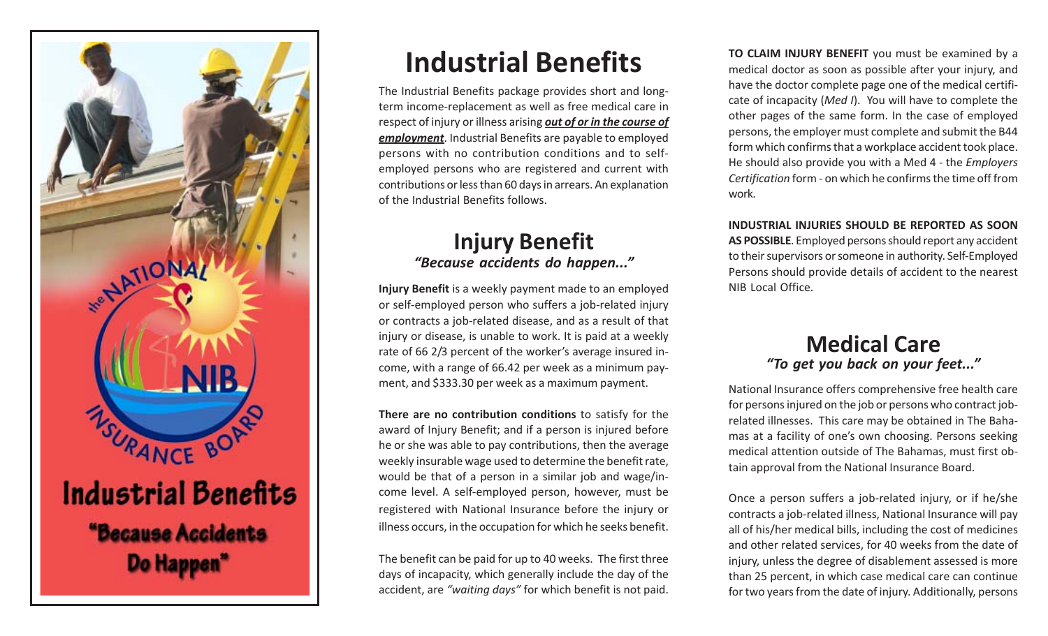# Industrial Benefits

The Industrial Benefits package provides short and long-term income-replacement as well as free medical care in respect of injury or illness arising ***out of or in the course of employment***. Industrial Benefits are payable to employed persons with no contribution conditions and to self-employed persons who are registered and current with contributions or less than 60 days in arrears. An explanation of the Industrial Benefits follows.

## Injury Benefit

***"Because accidents do happen..."***

**Injury Benefit** is a weekly payment made to an employed or self-employed person who suffers a job-related injury or contracts a job-related disease, and as a result of that injury or disease, is unable to work. It is paid at a weekly rate of 66 2/3 percent of the worker's average insured income, with a range of 66.42 per week as a minimum payment, and $333.30 per week as a maximum payment.

**There are no contribution conditions** to satisfy for the award of Injury Benefit; and if a person is injured before he or she was able to pay contributions, then the average weekly insurable wage used to determine the benefit rate, would be that of a person in a similar job and wage/income level. A self-employed person, however, must be registered with National Insurance before the injury or illness occurs, in the occupation for which he seeks benefit.

The benefit can be paid for up to 40 weeks. The first three days of incapacity, which generally include the day of the accident, are *"waiting days"* for which benefit is not paid.

**TO CLAIM INJURY BENEFIT** you must be examined by a medical doctor as soon as possible after your injury, and have the doctor complete page one of the medical certificate of incapacity (*Med I*). You will have to complete the other pages of the same form. In the case of employed persons, the employer must complete and submit the B44 form which confirms that a workplace accident took place. He should also provide you with a Med 4 - the *Employers Certification* form - on which he confirms the time off from work.

**INDUSTRIAL INJURIES SHOULD BE REPORTED AS SOON AS POSSIBLE**. Employed persons should report any accident to their supervisors or someone in authority. Self-Employed Persons should provide details of accident to the nearest NIB Local Office.

## Medical Care

***"To get you back on your feet..."***

National Insurance offers comprehensive free health care for persons injured on the job or persons who contract job-related illnesses. This care may be obtained in The Bahamas at a facility of one's own choosing. Persons seeking medical attention outside of The Bahamas, must first obtain approval from the National Insurance Board.

Once a person suffers a job-related injury, or if he/she contracts a job-related illness, National Insurance will pay all of his/her medical bills, including the cost of medicines and other related services, for 40 weeks from the date of injury, unless the degree of disablement assessed is more than 25 percent, in which case medical care can continue for two years from the date of injury. Additionally, persons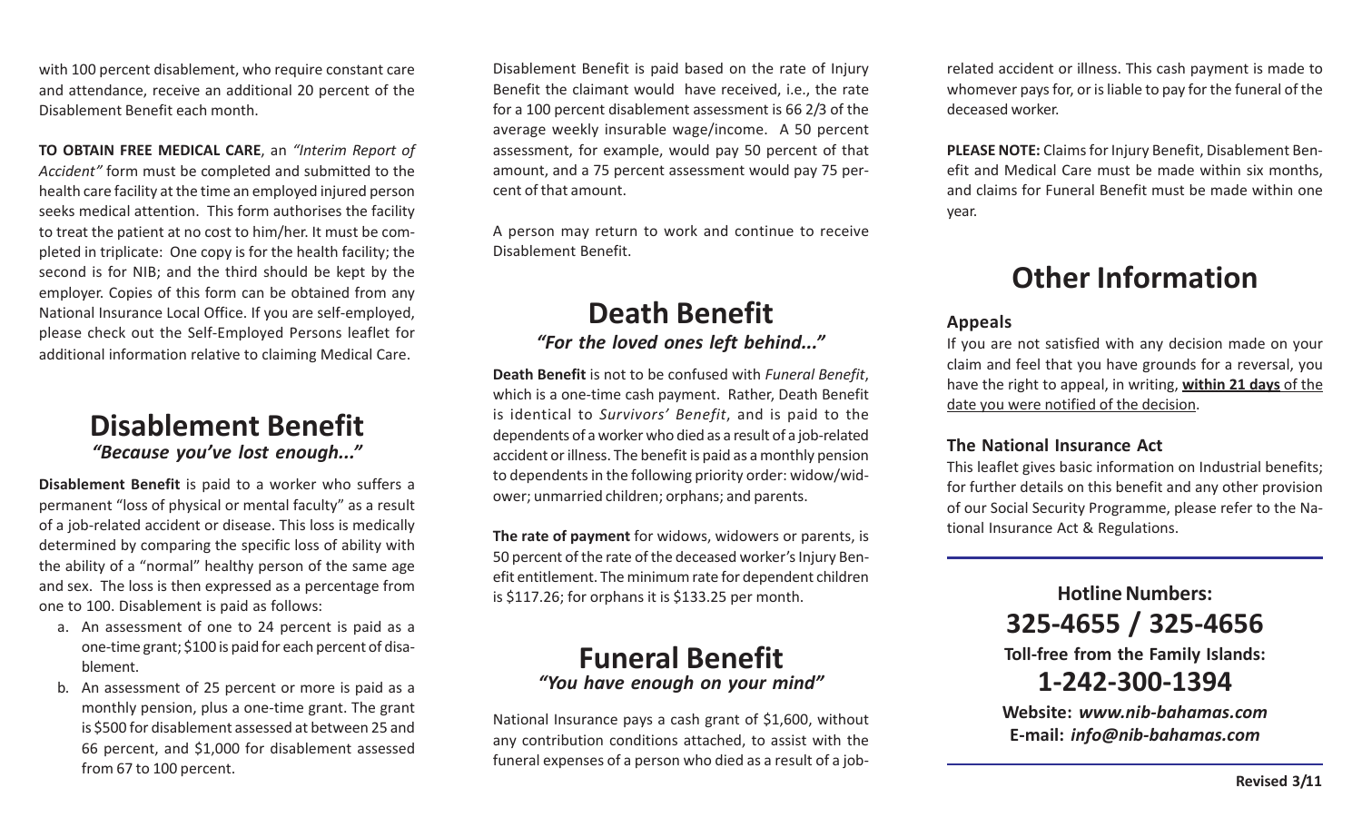with 100 percent disablement, who require constant care and attendance, receive an additional 20 percent of the Disablement Benefit each month.

**TO OBTAIN FREE MEDICAL CARE**, an *"Interim Report of Accident"* form must be completed and submitted to the health care facility at the time an employed injured person seeks medical attention. This form authorises the facility to treat the patient at no cost to him/her. It must be completed in triplicate: One copy is for the health facility; the second is for NIB; and the third should be kept by the employer. Copies of this form can be obtained from any National Insurance Local Office. If you are self-employed, please check out the Self-Employed Persons leaflet for additional information relative to claiming Medical Care.

# Disablement Benefit

*"Because you've lost enough..."*

**Disablement Benefit** is paid to a worker who suffers a permanent "loss of physical or mental faculty" as a result of a job-related accident or disease. This loss is medically determined by comparing the specific loss of ability with the ability of a "normal" healthy person of the same age and sex. The loss is then expressed as a percentage from one to 100. Disablement is paid as follows:

a. An assessment of one to 24 percent is paid as a one-time grant; $100 is paid for each percent of disablement.
b. An assessment of 25 percent or more is paid as a monthly pension, plus a one-time grant. The grant is $500 for disablement assessed at between 25 and 66 percent, and $1,000 for disablement assessed from 67 to 100 percent.

Disablement Benefit is paid based on the rate of Injury Benefit the claimant would have received, i.e., the rate for a 100 percent disablement assessment is 66 2/3 of the average weekly insurable wage/income. A 50 percent assessment, for example, would pay 50 percent of that amount, and a 75 percent assessment would pay 75 percent of that amount.

A person may return to work and continue to receive Disablement Benefit.

# Death Benefit

*"For the loved ones left behind..."*

**Death Benefit** is not to be confused with *Funeral Benefit*, which is a one-time cash payment. Rather, Death Benefit is identical to *Survivors' Benefit*, and is paid to the dependents of a worker who died as a result of a job-related accident or illness. The benefit is paid as a monthly pension to dependents in the following priority order: widow/widower; unmarried children; orphans; and parents.

**The rate of payment** for widows, widowers or parents, is 50 percent of the rate of the deceased worker's Injury Benefit entitlement. The minimum rate for dependent children is $117.26; for orphans it is $133.25 per month.

# Funeral Benefit

*"You have enough on your mind"*

National Insurance pays a cash grant of $1,600, without any contribution conditions attached, to assist with the funeral expenses of a person who died as a result of a job-related accident or illness. This cash payment is made to whomever pays for, or is liable to pay for the funeral of the deceased worker.

**PLEASE NOTE:** Claims for Injury Benefit, Disablement Benefit and Medical Care must be made within six months, and claims for Funeral Benefit must be made within one year.

# Other Information

## Appeals

If you are not satisfied with any decision made on your claim and feel that you have grounds for a reversal, you have the right to appeal, in writing, **within 21 days** of the date you were notified of the decision.

## The National Insurance Act

This leaflet gives basic information on Industrial benefits; for further details on this benefit and any other provision of our Social Security Programme, please refer to the National Insurance Act & Regulations.

**Hotline Numbers:**

**325-4655 / 325-4656**

**Toll-free from the Family Islands:**

**1-242-300-1394**

**Website:** ***www.nib-bahamas.com***

**E-mail:** ***info@nib-bahamas.com***

**Revised 3/11**